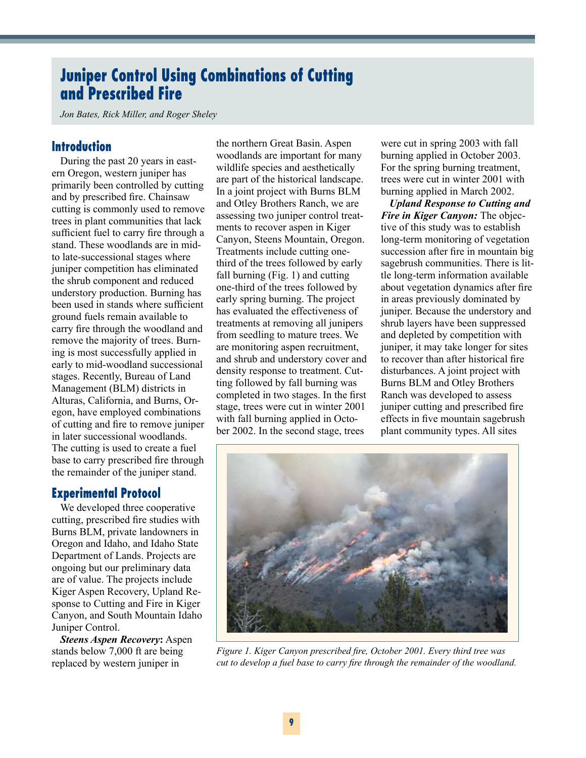# Juniper Control Using Combinations of Cutting and Prescribed Fire

*Jon Bates, Rick Miller, and Roger Sheley*

## Introduction

During the past 20 years in eastern Oregon, western juniper has primarily been controlled by cutting and by prescribed fire. Chainsaw cutting is commonly used to remove trees in plant communities that lack sufficient fuel to carry fire through a stand. These woodlands are in mid- to late-successional stages where juniper competition has eliminated the shrub component and reduced understory production. Burning has been used in stands where sufficient ground fuels remain available to carry fire through the woodland and remove the majority of trees. Burning is most successfully applied in early to mid-woodland successional stages. Recently, Bureau of Land Management (BLM) districts in Alturas, California, and Burns, Oregon, have employed combinations of cutting and fire to remove juniper in later successional woodlands. The cutting is used to create a fuel base to carry prescribed fire through the remainder of the juniper stand.

## Experimental Protocol

We developed three cooperative cutting, prescribed fire studies with Burns BLM, private landowners in Oregon and Idaho, and Idaho State Department of Lands. Projects are ongoing but our preliminary data are of value. The projects include Kiger Aspen Recovery, Upland Response to Cutting and Fire in Kiger Canyon, and South Mountain Idaho Juniper Control.

***Steens Aspen Recovery*:** Aspen stands below 7,000 ft are being replaced by western juniper in the northern Great Basin. Aspen woodlands are important for many wildlife species and aesthetically are part of the historical landscape. In a joint project with Burns BLM and Otley Brothers Ranch, we are assessing two juniper control treatments to recover aspen in Kiger Canyon, Steens Mountain, Oregon. Treatments include cutting one-third of the trees followed by early fall burning (Fig. 1) and cutting one-third of the trees followed by early spring burning. The project has evaluated the effectiveness of treatments at removing all junipers from seedling to mature trees. We are monitoring aspen recruitment, and shrub and understory cover and density response to treatment. Cutting followed by fall burning was completed in two stages. In the first stage, trees were cut in winter 2001 with fall burning applied in October 2002. In the second stage, trees were cut in spring 2003 with fall burning applied in October 2003. For the spring burning treatment, trees were cut in winter 2001 with burning applied in March 2002.

***Upland Response to Cutting and Fire in Kiger Canyon:*** The objective of this study was to establish long-term monitoring of vegetation succession after fire in mountain big sagebrush communities. There is little long-term information available about vegetation dynamics after fire in areas previously dominated by juniper. Because the understory and shrub layers have been suppressed and depleted by competition with juniper, it may take longer for sites to recover than after historical fire disturbances. A joint project with Burns BLM and Otley Brothers Ranch was developed to assess juniper cutting and prescribed fire effects in five mountain sagebrush plant community types. All sites

*Figure 1. Kiger Canyon prescribed fire, October 2001. Every third tree was cut to develop a fuel base to carry fire through the remainder of the woodland.*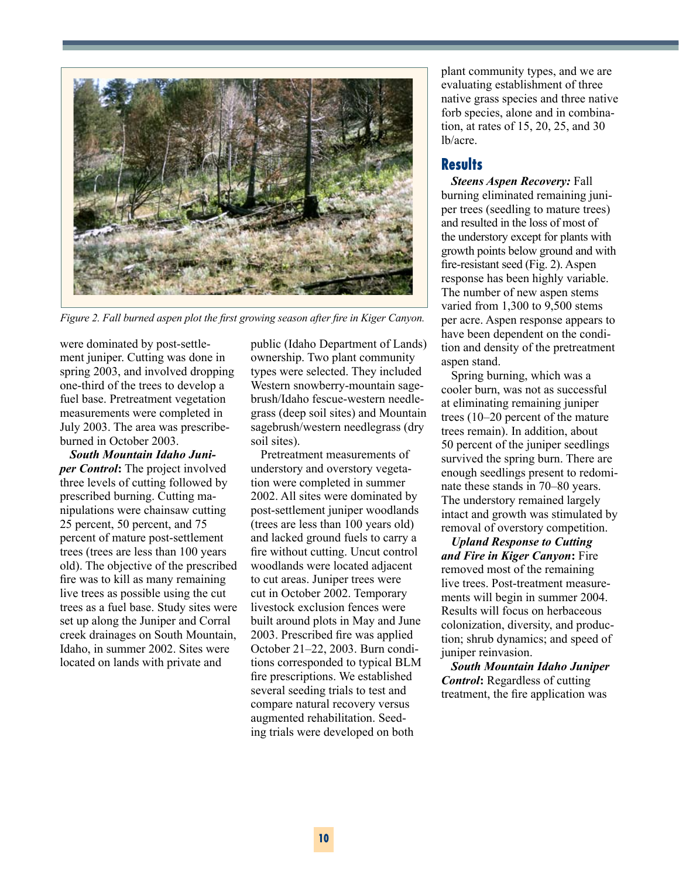Figure 2. Fall burned aspen plot the first growing season after fire in Kiger Canyon.

were dominated by post-settlement juniper. Cutting was done in spring 2003, and involved dropping one-third of the trees to develop a fuel base. Pretreatment vegetation measurements were completed in July 2003. The area was prescribe-burned in October 2003.

***South Mountain Idaho Juniper Control*:** The project involved three levels of cutting followed by prescribed burning. Cutting manipulations were chainsaw cutting 25 percent, 50 percent, and 75 percent of mature post-settlement trees (trees are less than 100 years old). The objective of the prescribed fire was to kill as many remaining live trees as possible using the cut trees as a fuel base. Study sites were set up along the Juniper and Corral creek drainages on South Mountain, Idaho, in summer 2002. Sites were located on lands with private and public (Idaho Department of Lands) ownership. Two plant community types were selected. They included Western snowberry-mountain sagebrush/Idaho fescue-western needlegrass (deep soil sites) and Mountain sagebrush/western needlegrass (dry soil sites).

Pretreatment measurements of understory and overstory vegetation were completed in summer 2002. All sites were dominated by post-settlement juniper woodlands (trees are less than 100 years old) and lacked ground fuels to carry a fire without cutting. Uncut control woodlands were located adjacent to cut areas. Juniper trees were cut in October 2002. Temporary livestock exclusion fences were built around plots in May and June 2003. Prescribed fire was applied October 21–22, 2003. Burn conditions corresponded to typical BLM fire prescriptions. We established several seeding trials to test and compare natural recovery versus augmented rehabilitation. Seeding trials were developed on both plant community types, and we are evaluating establishment of three native grass species and three native forb species, alone and in combination, at rates of 15, 20, 25, and 30 lb/acre.

## Results

***Steens Aspen Recovery:*** Fall burning eliminated remaining juniper trees (seedling to mature trees) and resulted in the loss of most of the understory except for plants with growth points below ground and with fire-resistant seed (Fig. 2). Aspen response has been highly variable. The number of new aspen stems varied from 1,300 to 9,500 stems per acre. Aspen response appears to have been dependent on the condition and density of the pretreatment aspen stand.

Spring burning, which was a cooler burn, was not as successful at eliminating remaining juniper trees (10–20 percent of the mature trees remain). In addition, about 50 percent of the juniper seedlings survived the spring burn. There are enough seedlings present to redominate these stands in 70–80 years. The understory remained largely intact and growth was stimulated by removal of overstory competition.

***Upland Response to Cutting and Fire in Kiger Canyon*:** Fire removed most of the remaining live trees. Post-treatment measurements will begin in summer 2004. Results will focus on herbaceous colonization, diversity, and production; shrub dynamics; and speed of juniper reinvasion.

***South Mountain Idaho Juniper Control*:** Regardless of cutting treatment, the fire application was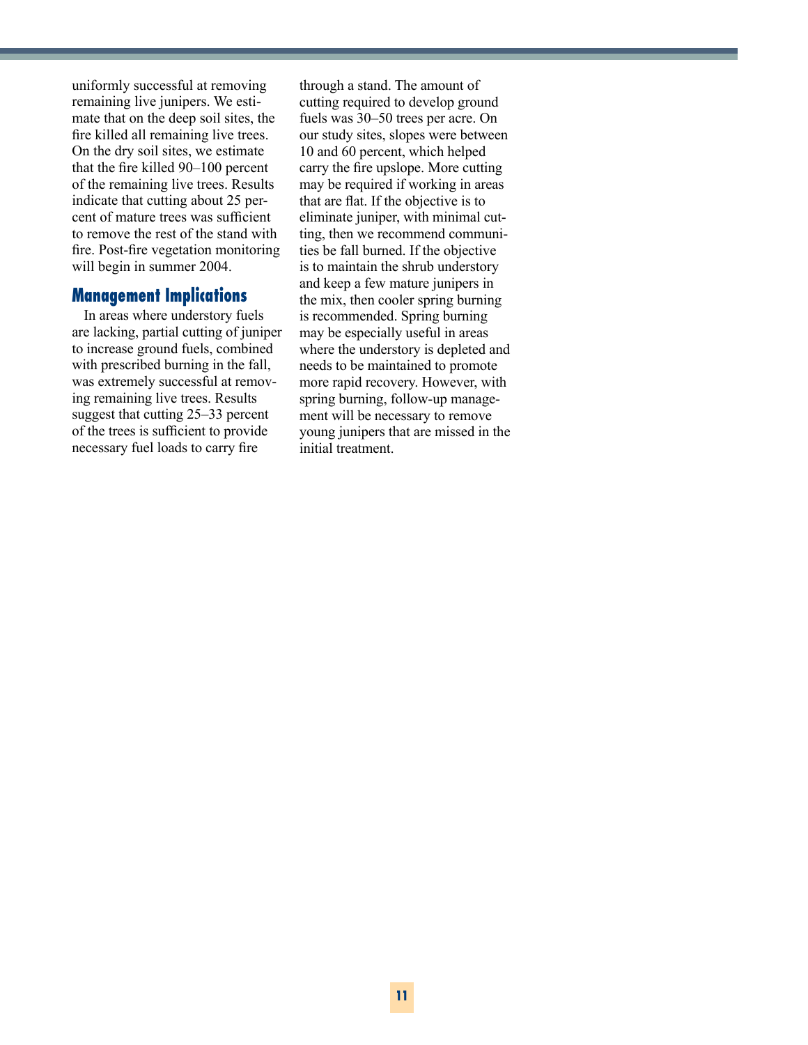uniformly successful at removing remaining live junipers. We estimate that on the deep soil sites, the fire killed all remaining live trees. On the dry soil sites, we estimate that the fire killed 90–100 percent of the remaining live trees. Results indicate that cutting about 25 percent of mature trees was sufficient to remove the rest of the stand with fire. Post-fire vegetation monitoring will begin in summer 2004.

## Management Implications

In areas where understory fuels are lacking, partial cutting of juniper to increase ground fuels, combined with prescribed burning in the fall, was extremely successful at removing remaining live trees. Results suggest that cutting 25–33 percent of the trees is sufficient to provide necessary fuel loads to carry fire through a stand. The amount of cutting required to develop ground fuels was 30–50 trees per acre. On our study sites, slopes were between 10 and 60 percent, which helped carry the fire upslope. More cutting may be required if working in areas that are flat. If the objective is to eliminate juniper, with minimal cutting, then we recommend communities be fall burned. If the objective is to maintain the shrub understory and keep a few mature junipers in the mix, then cooler spring burning is recommended. Spring burning may be especially useful in areas where the understory is depleted and needs to be maintained to promote more rapid recovery. However, with spring burning, follow-up management will be necessary to remove young junipers that are missed in the initial treatment.